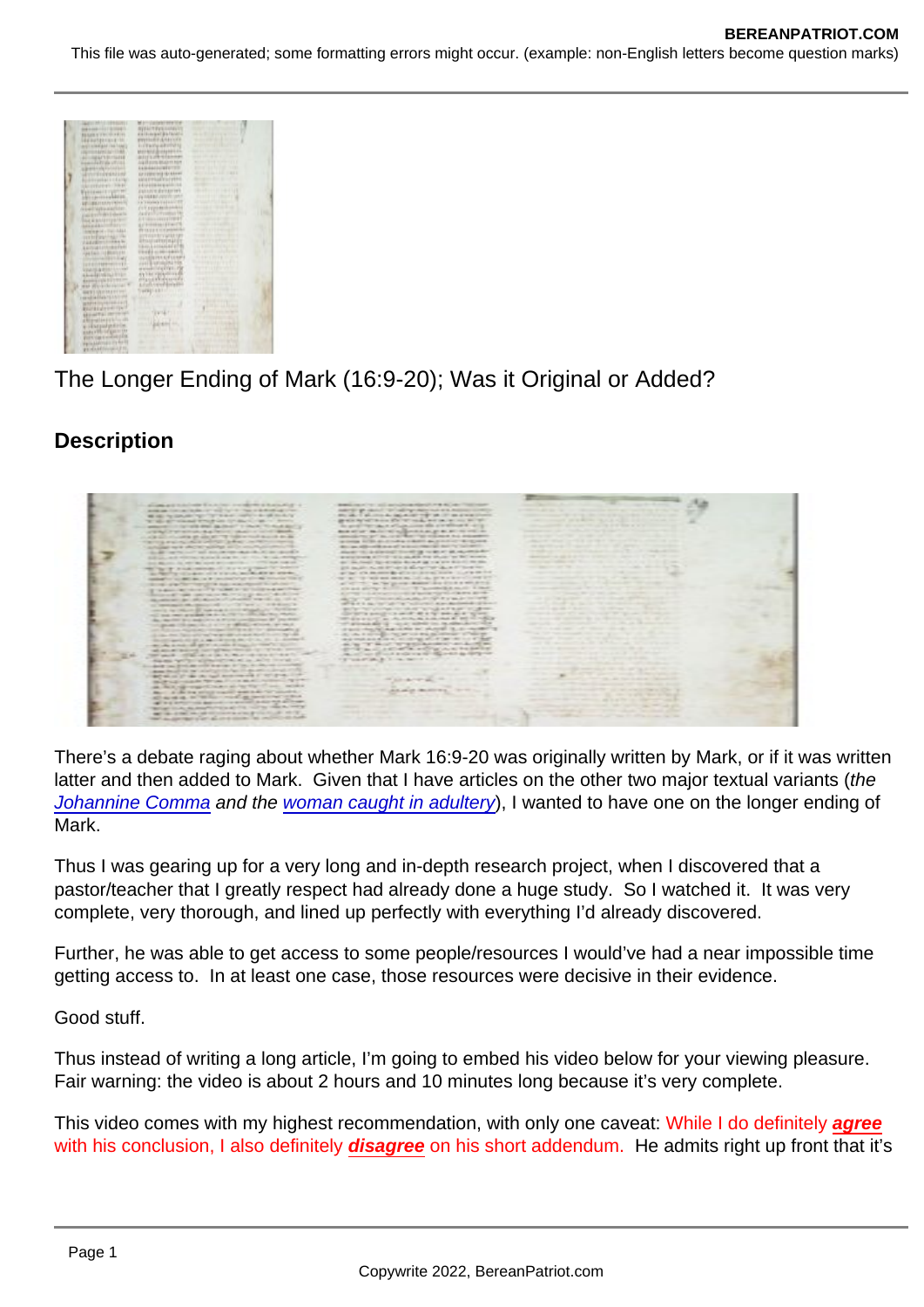The Longer Ending of Mark (16:9-20); Was it Original or Added?

## Description

There's a debate raging about whether Mark 16:9-20 was originally written by Mark, or if it was written latter and then added to Mark. Given that I have articles on the other two major textual variants (*the Johannine Comma and the woman caught in adultery*), I wanted to have one on the longer ending of Mark.

Thus I was gearing up for a very long and in-depth research project, when I discovered that a pastor/teacher that I greatly respect had already done a huge study. So I watched it. It was very complete, very thorough, and lined up perfectly with everything I'd already discovered.

Further, he was able to get access to some people/resources I would've had a near impossible time getting access to. In at least one case, those resources were decisive in their evidence.

Good stuff.

Thus instead of writing a long article, I'm going to embed his video below for your viewing pleasure. Fair warning: the video is about 2 hours and 10 minutes long because it's very complete.

This video comes with my highest recommendation, with only one caveat: While I do definitely ***agree*** with his conclusion, I also definitely ***disagree*** on his short addendum. He admits right up front that it's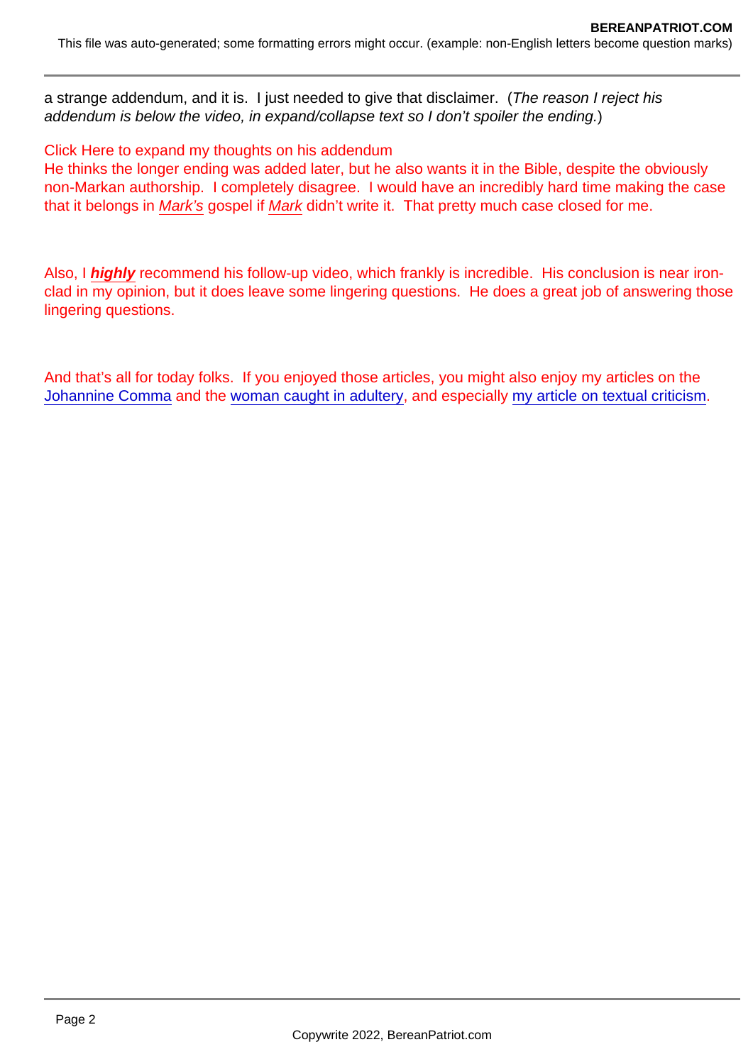a strange addendum, and it is. I just needed to give that disclaimer. (*The reason I reject his addendum is below the video, in expand/collapse text so I don't spoiler the ending.*)

Click Here to expand my thoughts on his addendum
He thinks the longer ending was added later, but he also wants it in the Bible, despite the obviously non-Markan authorship. I completely disagree. I would have an incredibly hard time making the case that it belongs in *Mark's* gospel if *Mark* didn't write it. That pretty much case closed for me.

Also, I ***highly*** recommend his follow-up video, which frankly is incredible. His conclusion is near iron-clad in my opinion, but it does leave some lingering questions. He does a great job of answering those lingering questions.

And that's all for today folks. If you enjoyed those articles, you might also enjoy my articles on the Johannine Comma and the woman caught in adultery, and especially my article on textual criticism.